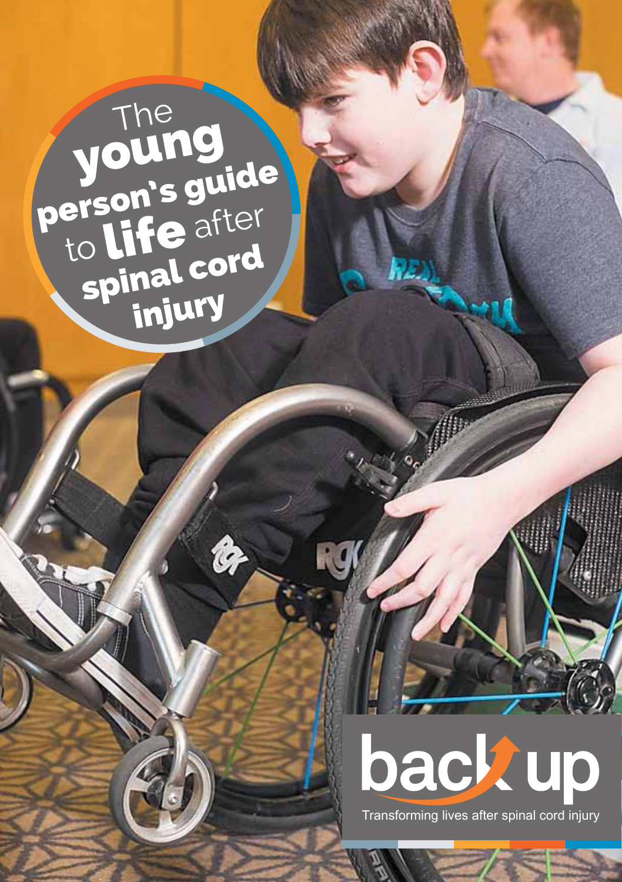# The young person's guide to life after spinal cord injury

back up

Transforming lives after spinal cord injury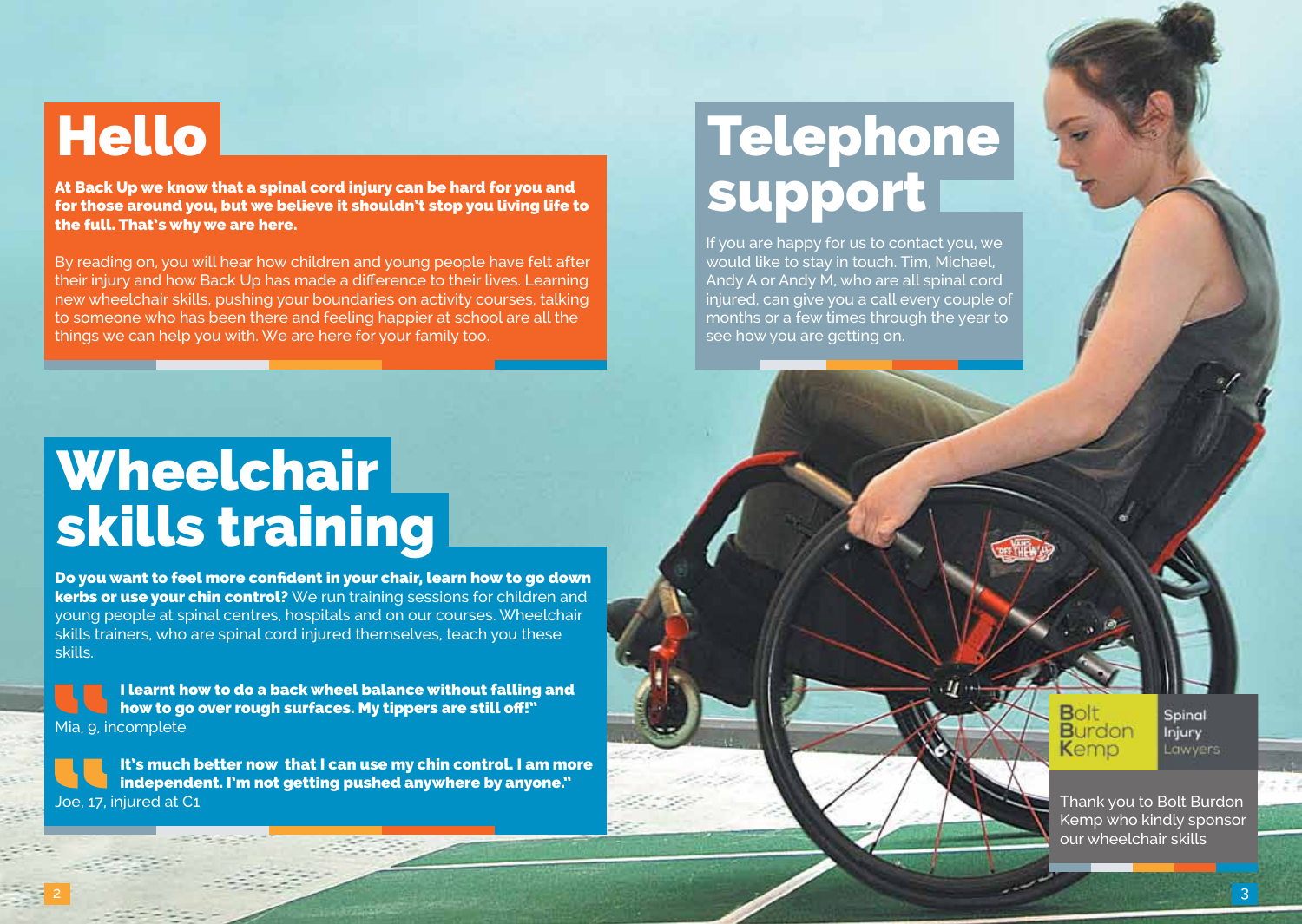# Hello

**At Back Up we know that a spinal cord injury can be hard for you and for those around you, but we believe it shouldn't stop you living life to the full. That's why we are here.**

By reading on, you will hear how children and young people have felt after their injury and how Back Up has made a difference to their lives. Learning new wheelchair skills, pushing your boundaries on activity courses, talking to someone who has been there and feeling happier at school are all the things we can help you with. We are here for your family too.

# Wheelchair skills training

**Do you want to feel more confident in your chair, learn how to go down kerbs or use your chin control?** We run training sessions for children and young people at spinal centres, hospitals and on our courses. Wheelchair skills trainers, who are spinal cord injured themselves, teach you these skills.

**I learnt how to do a back wheel balance without falling and how to go over rough surfaces. My tippers are still off!"**
Mia, 9, incomplete

**It's much better now that I can use my chin control. I am more independent. I'm not getting pushed anywhere by anyone."**
Joe, 17, injured at C1

# Telephone support

If you are happy for us to contact you, we would like to stay in touch. Tim, Michael, Andy A or Andy M, who are all spinal cord injured, can give you a call every couple of months or a few times through the year to see how you are getting on.

Bolt Burdon Kemp Spinal Injury Lawyers

Thank you to Bolt Burdon Kemp who kindly sponsor our wheelchair skills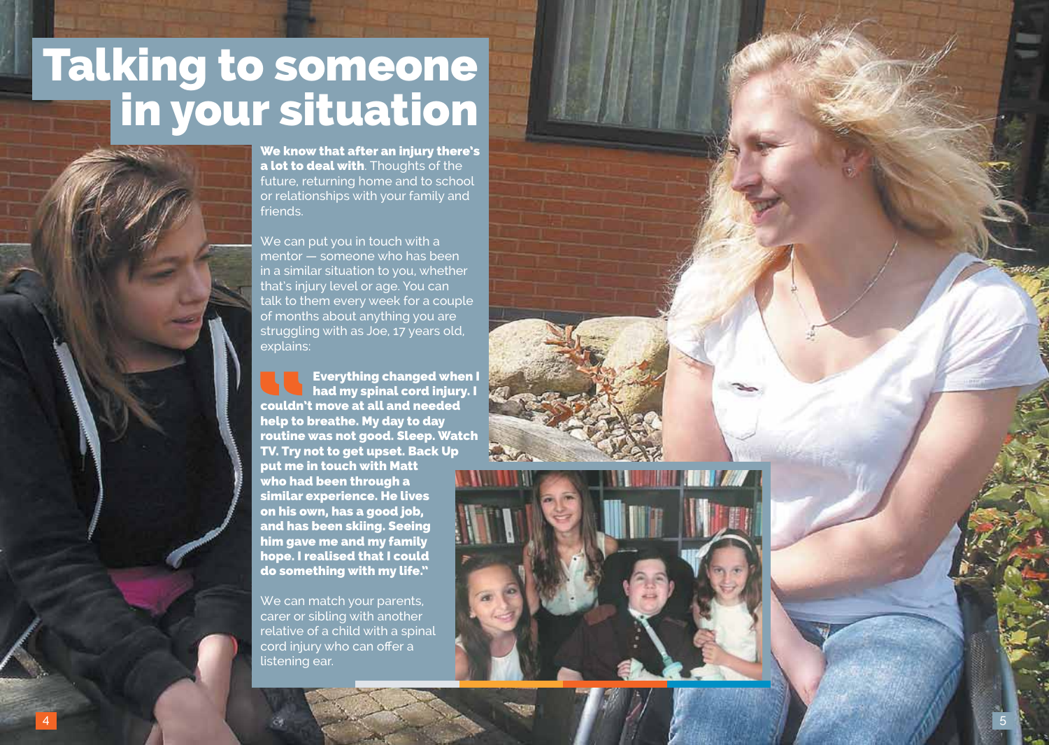# Talking to someone in your situation

**We know that after an injury there's a lot to deal with**. Thoughts of the future, returning home and to school or relationships with your family and friends.

We can put you in touch with a mentor — someone who has been in a similar situation to you, whether that's injury level or age. You can talk to them every week for a couple of months about anything you are struggling with as Joe, 17 years old, explains:

> **Everything changed when I had my spinal cord injury. I couldn't move at all and needed help to breathe. My day to day routine was not good. Sleep. Watch TV. Try not to get upset. Back Up put me in touch with Matt who had been through a similar experience. He lives on his own, has a good job, and has been skiing. Seeing him gave me and my family hope. I realised that I could do something with my life."**

We can match your parents, carer or sibling with another relative of a child with a spinal cord injury who can offer a listening ear.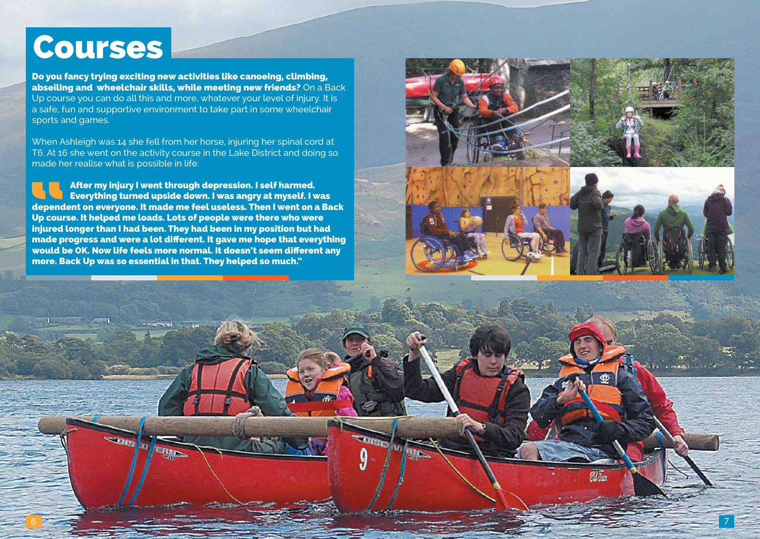# Courses

**Do you fancy trying exciting new activities like canoeing, climbing, abseiling and wheelchair skills, while meeting new friends?** On a Back Up course you can do all this and more, whatever your level of injury. It is a safe, fun and supportive environment to take part in some wheelchair sports and games.

When Ashleigh was 14 she fell from her horse, injuring her spinal cord at T6. At 16 she went on the activity course in the Lake District and doing so made her realise what is possible in life:

> **"After my injury I went through depression. I self harmed. Everything turned upside down. I was angry at myself. I was dependent on everyone. It made me feel useless. Then I went on a Back Up course. It helped me loads. Lots of people were there who were injured longer than I had been. They had been in my position but had made progress and were a lot different. It gave me hope that everything would be OK. Now life feels more normal. It doesn't seem different any more. Back Up was so essential in that. They helped so much."**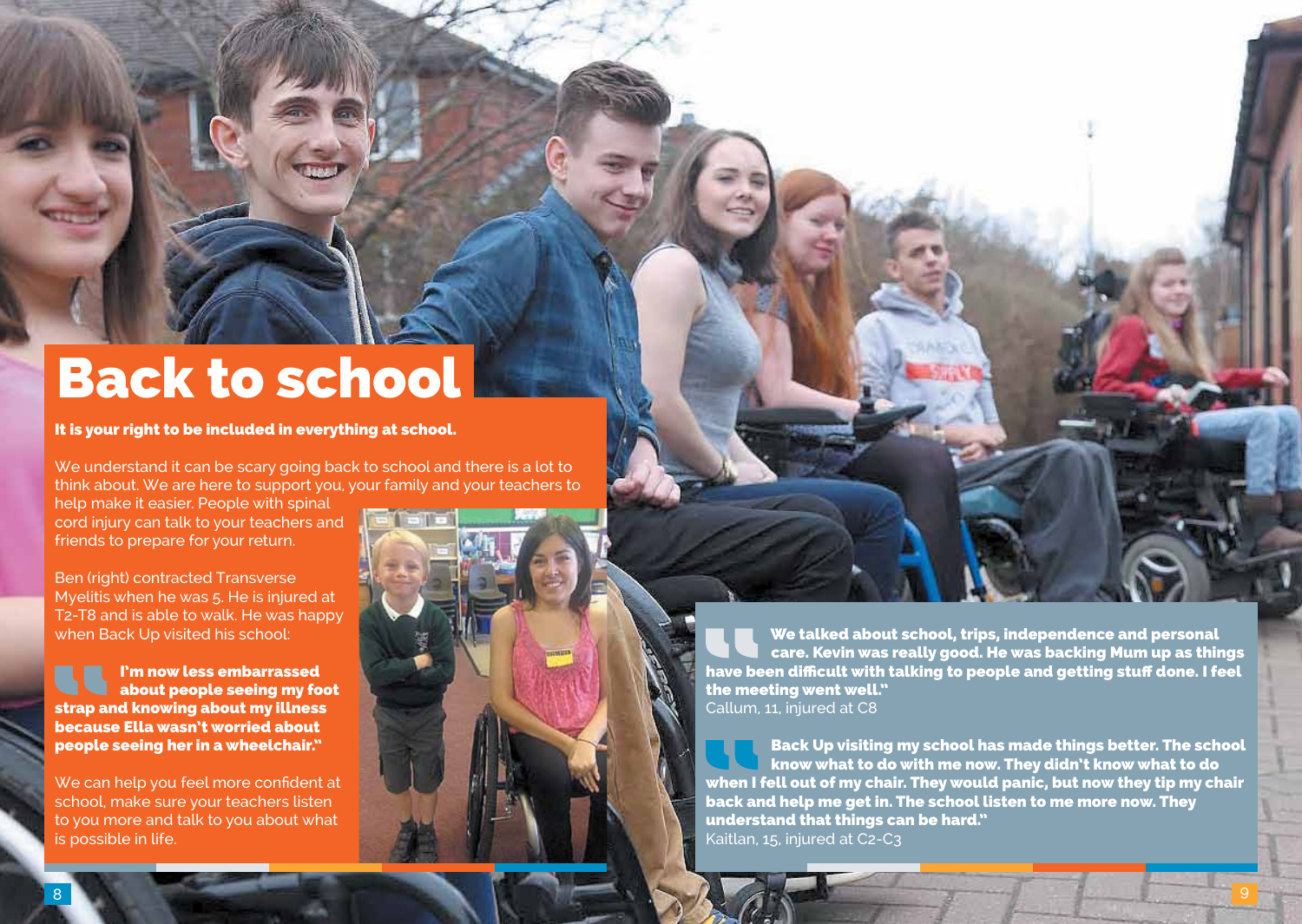# Back to school

**It is your right to be included in everything at school.**

We understand it can be scary going back to school and there is a lot to think about. We are here to support you, your family and your teachers to help make it easier. People with spinal cord injury can talk to your teachers and friends to prepare for your return.

Ben (right) contracted Transverse Myelitis when he was 5. He is injured at T2-T8 and is able to walk. He was happy when Back Up visited his school:

> **I'm now less embarrassed about people seeing my foot strap and knowing about my illness because Ella wasn't worried about people seeing her in a wheelchair."**

We can help you feel more confident at school, make sure your teachers listen to you more and talk to you about what is possible in life.

> **We talked about school, trips, independence and personal care. Kevin was really good. He was backing Mum up as things have been difficult with talking to people and getting stuff done. I feel the meeting went well."**
>
> Callum, 11, injured at C8

> **Back Up visiting my school has made things better. The school know what to do with me now. They didn't know what to do when I fell out of my chair. They would panic, but now they tip my chair back and help me get in. The school listen to me more now. They understand that things can be hard."**
>
> Kaitlan, 15, injured at C2-C3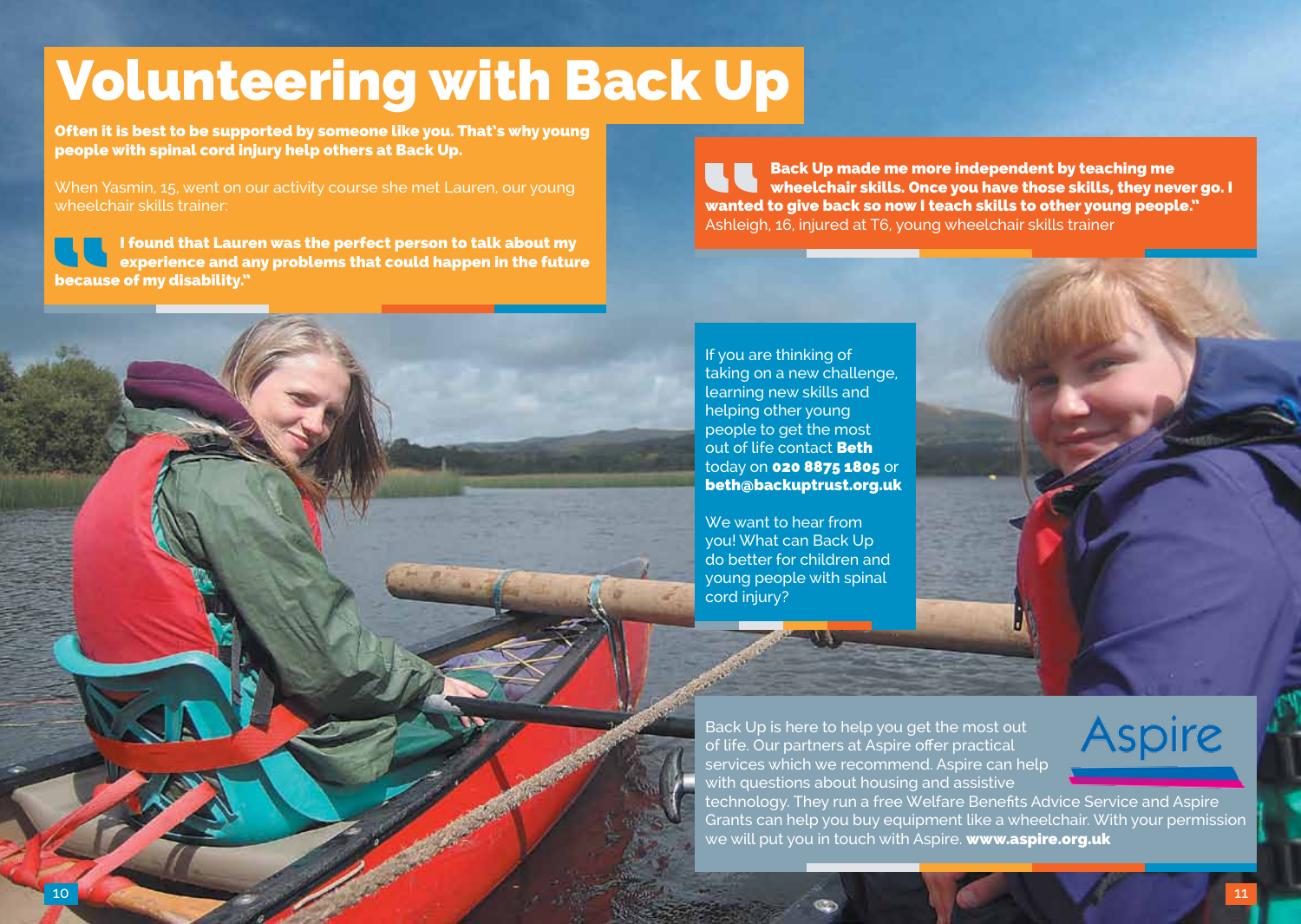# Volunteering with Back Up

**Often it is best to be supported by someone like you. That's why young people with spinal cord injury help others at Back Up.**

When Yasmin, 15, went on our activity course she met Lauren, our young wheelchair skills trainer:

> **I found that Lauren was the perfect person to talk about my experience and any problems that could happen in the future because of my disability."**

> **Back Up made me more independent by teaching me wheelchair skills. Once you have those skills, they never go. I wanted to give back so now I teach skills to other young people."**
> Ashleigh, 16, injured at T6, young wheelchair skills trainer

If you are thinking of taking on a new challenge, learning new skills and helping other young people to get the most out of life contact **Beth** today on **020 8875 1805** or **beth@backuptrust.org.uk**

We want to hear from you! What can Back Up do better for children and young people with spinal cord injury?

Aspire

Back Up is here to help you get the most out of life. Our partners at Aspire offer practical services which we recommend. Aspire can help with questions about housing and assistive technology. They run a free Welfare Benefits Advice Service and Aspire Grants can help you buy equipment like a wheelchair. With your permission we will put you in touch with Aspire. **www.aspire.org.uk**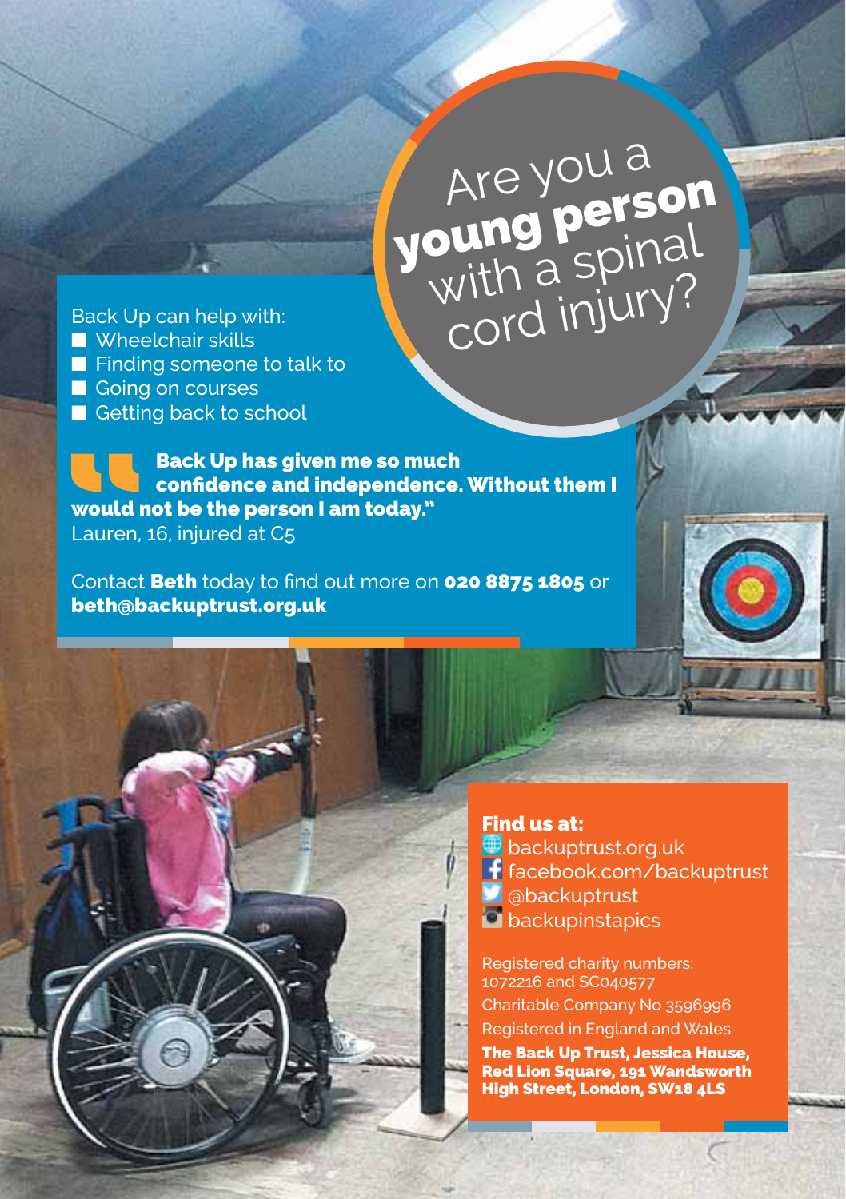# Are you a **young person** with a spinal cord injury?

Back Up can help with:

- Wheelchair skills
- Finding someone to talk to
- Going on courses
- Getting back to school

**"Back Up has given me so much confidence and independence. Without them I would not be the person I am today."**
Lauren, 16, injured at C5

Contact **Beth** today to find out more on **020 8875 1805** or **beth@backuptrust.org.uk**

**Find us at:**

- backuptrust.org.uk
- facebook.com/backuptrust
- @backuptrust
- backupinstapics

Registered charity numbers: 1072216 and SC040577
Charitable Company No 3596996
Registered in England and Wales
**The Back Up Trust, Jessica House, Red Lion Square, 191 Wandsworth High Street, London, SW18 4LS**